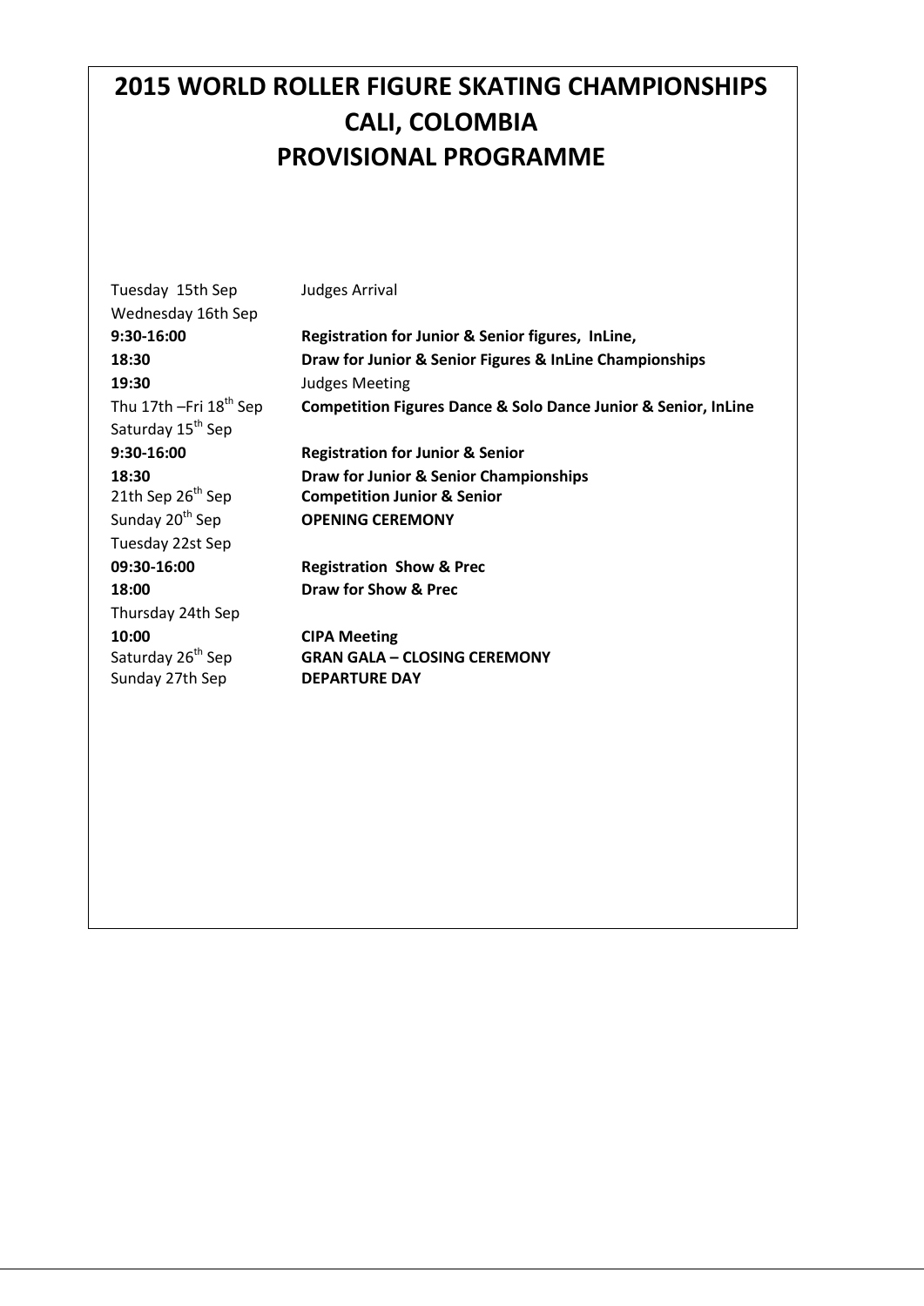# 2015 WORLD ROLLER FIGURE SKATING CHAMPIONSHIPS
# CALI, COLOMBIA
# PROVISIONAL PROGRAMME

| | |
|---|---|
| Tuesday 15th Sep | Judges Arrival |
| Wednesday 16th Sep | |
| **9:30-16:00** | **Registration for Junior & Senior figures, InLine,** |
| **18:30** | **Draw for Junior & Senior Figures & InLine Championships** |
| **19:30** | Judges Meeting |
| Thu 17th –Fri 18th Sep | **Competition Figures Dance & Solo Dance Junior & Senior, InLine** |
| Saturday 15th Sep | |
| **9:30-16:00** | **Registration for Junior & Senior** |
| **18:30** | **Draw for Junior & Senior Championships** |
| 21th Sep 26th Sep | **Competition Junior & Senior** |
| Sunday 20th Sep | **OPENING CEREMONY** |
| Tuesday 22st Sep | |
| **09:30-16:00** | **Registration Show & Prec** |
| **18:00** | **Draw for Show & Prec** |
| Thursday 24th Sep | |
| **10:00** | **CIPA Meeting** |
| Saturday 26th Sep | **GRAN GALA – CLOSING CEREMONY** |
| Sunday 27th Sep | **DEPARTURE DAY** |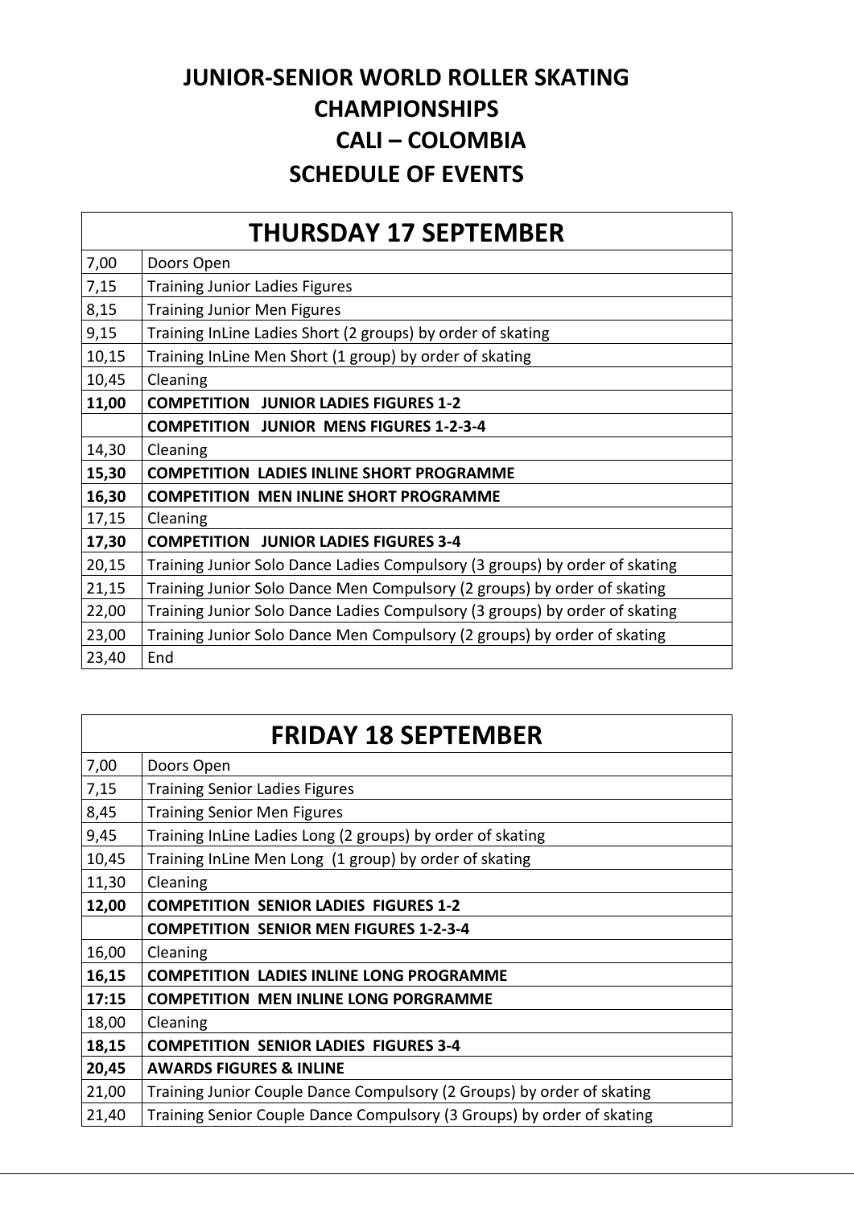# JUNIOR-SENIOR WORLD ROLLER SKATING CHAMPIONSHIPS
# CALI – COLOMBIA
# SCHEDULE OF EVENTS

| THURSDAY 17 SEPTEMBER | |
|---|---|
| 7,00 | Doors Open |
| 7,15 | Training Junior Ladies Figures |
| 8,15 | Training Junior Men Figures |
| 9,15 | Training InLine Ladies Short (2 groups) by order of skating |
| 10,15 | Training InLine Men Short (1 group) by order of skating |
| 10,45 | Cleaning |
| **11,00** | **COMPETITION JUNIOR LADIES FIGURES 1-2** |
| | **COMPETITION JUNIOR MENS FIGURES 1-2-3-4** |
| 14,30 | Cleaning |
| **15,30** | **COMPETITION LADIES INLINE SHORT PROGRAMME** |
| **16,30** | **COMPETITION MEN INLINE SHORT PROGRAMME** |
| 17,15 | Cleaning |
| **17,30** | **COMPETITION JUNIOR LADIES FIGURES 3-4** |
| 20,15 | Training Junior Solo Dance Ladies Compulsory (3 groups) by order of skating |
| 21,15 | Training Junior Solo Dance Men Compulsory (2 groups) by order of skating |
| 22,00 | Training Junior Solo Dance Ladies Compulsory (3 groups) by order of skating |
| 23,00 | Training Junior Solo Dance Men Compulsory (2 groups) by order of skating |
| 23,40 | End |

| FRIDAY 18 SEPTEMBER | |
|---|---|
| 7,00 | Doors Open |
| 7,15 | Training Senior Ladies Figures |
| 8,45 | Training Senior Men Figures |
| 9,45 | Training InLine Ladies Long (2 groups) by order of skating |
| 10,45 | Training InLine Men Long (1 group) by order of skating |
| 11,30 | Cleaning |
| **12,00** | **COMPETITION SENIOR LADIES FIGURES 1-2** |
| | **COMPETITION SENIOR MEN FIGURES 1-2-3-4** |
| 16,00 | Cleaning |
| **16,15** | **COMPETITION LADIES INLINE LONG PROGRAMME** |
| **17:15** | **COMPETITION MEN INLINE LONG PORGRAMME** |
| 18,00 | Cleaning |
| **18,15** | **COMPETITION SENIOR LADIES FIGURES 3-4** |
| **20,45** | **AWARDS FIGURES & INLINE** |
| 21,00 | Training Junior Couple Dance Compulsory (2 Groups) by order of skating |
| 21,40 | Training Senior Couple Dance Compulsory (3 Groups) by order of skating |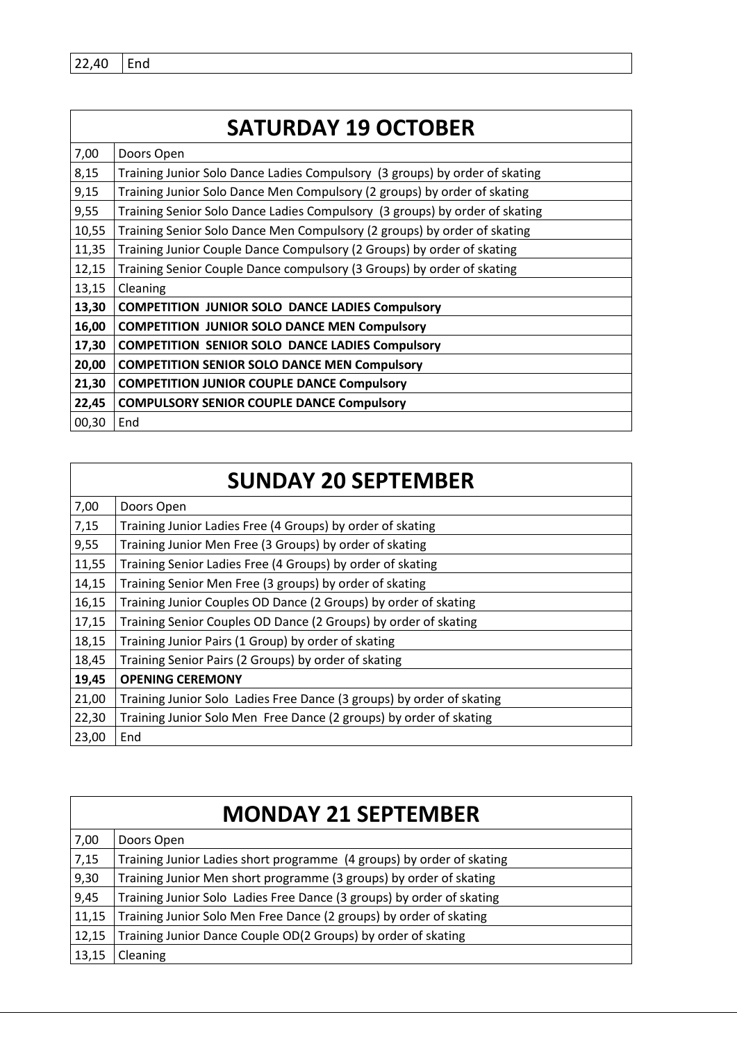| 22,40 | End |
|---|---|

| SATURDAY 19 OCTOBER | |
|---|---|
| 7,00 | Doors Open |
| 8,15 | Training Junior Solo Dance Ladies Compulsory (3 groups) by order of skating |
| 9,15 | Training Junior Solo Dance Men Compulsory (2 groups) by order of skating |
| 9,55 | Training Senior Solo Dance Ladies Compulsory (3 groups) by order of skating |
| 10,55 | Training Senior Solo Dance Men Compulsory (2 groups) by order of skating |
| 11,35 | Training Junior Couple Dance Compulsory (2 Groups) by order of skating |
| 12,15 | Training Senior Couple Dance compulsory (3 Groups) by order of skating |
| 13,15 | Cleaning |
| **13,30** | **COMPETITION JUNIOR SOLO DANCE LADIES Compulsory** |
| **16,00** | **COMPETITION JUNIOR SOLO DANCE MEN Compulsory** |
| **17,30** | **COMPETITION SENIOR SOLO DANCE LADIES Compulsory** |
| **20,00** | **COMPETITION SENIOR SOLO DANCE MEN Compulsory** |
| **21,30** | **COMPETITION JUNIOR COUPLE DANCE Compulsory** |
| **22,45** | **COMPULSORY SENIOR COUPLE DANCE Compulsory** |
| 00,30 | End |

| SUNDAY 20 SEPTEMBER | |
|---|---|
| 7,00 | Doors Open |
| 7,15 | Training Junior Ladies Free (4 Groups) by order of skating |
| 9,55 | Training Junior Men Free (3 Groups) by order of skating |
| 11,55 | Training Senior Ladies Free (4 Groups) by order of skating |
| 14,15 | Training Senior Men Free (3 groups) by order of skating |
| 16,15 | Training Junior Couples OD Dance (2 Groups) by order of skating |
| 17,15 | Training Senior Couples OD Dance (2 Groups) by order of skating |
| 18,15 | Training Junior Pairs (1 Group) by order of skating |
| 18,45 | Training Senior Pairs (2 Groups) by order of skating |
| **19,45** | **OPENING CEREMONY** |
| 21,00 | Training Junior Solo Ladies Free Dance (3 groups) by order of skating |
| 22,30 | Training Junior Solo Men Free Dance (2 groups) by order of skating |
| 23,00 | End |

| MONDAY 21 SEPTEMBER | |
|---|---|
| 7,00 | Doors Open |
| 7,15 | Training Junior Ladies short programme (4 groups) by order of skating |
| 9,30 | Training Junior Men short programme (3 groups) by order of skating |
| 9,45 | Training Junior Solo Ladies Free Dance (3 groups) by order of skating |
| 11,15 | Training Junior Solo Men Free Dance (2 groups) by order of skating |
| 12,15 | Training Junior Dance Couple OD(2 Groups) by order of skating |
| 13,15 | Cleaning |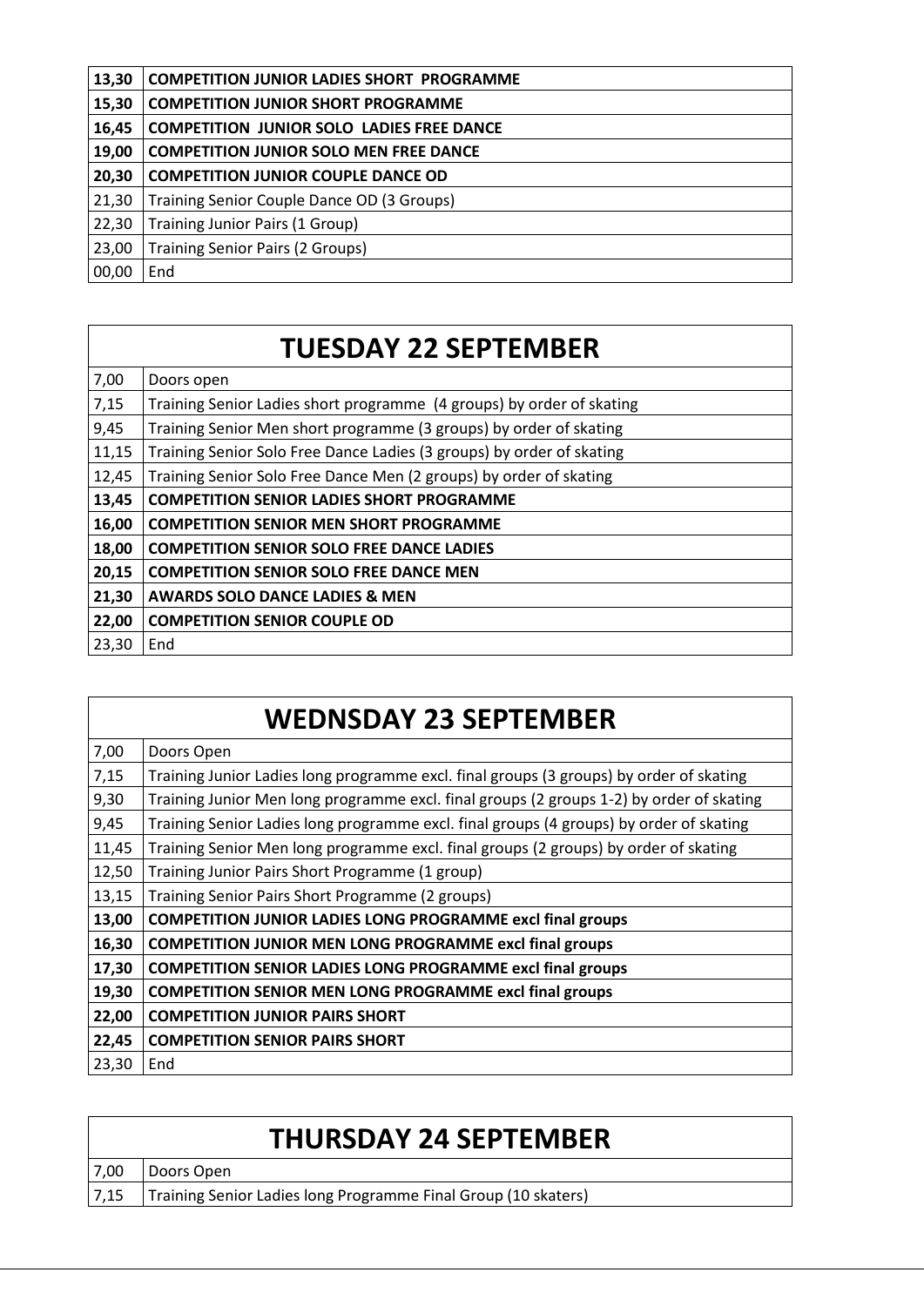| | |
|---|---|
| **13,30** | **COMPETITION JUNIOR LADIES SHORT PROGRAMME** |
| **15,30** | **COMPETITION JUNIOR SHORT PROGRAMME** |
| **16,45** | **COMPETITION JUNIOR SOLO LADIES FREE DANCE** |
| **19,00** | **COMPETITION JUNIOR SOLO MEN FREE DANCE** |
| **20,30** | **COMPETITION JUNIOR COUPLE DANCE OD** |
| 21,30 | Training Senior Couple Dance OD (3 Groups) |
| 22,30 | Training Junior Pairs (1 Group) |
| 23,00 | Training Senior Pairs (2 Groups) |
| 00,00 | End |

| TUESDAY 22 SEPTEMBER | |
|---|---|
| 7,00 | Doors open |
| 7,15 | Training Senior Ladies short programme (4 groups) by order of skating |
| 9,45 | Training Senior Men short programme (3 groups) by order of skating |
| 11,15 | Training Senior Solo Free Dance Ladies (3 groups) by order of skating |
| 12,45 | Training Senior Solo Free Dance Men (2 groups) by order of skating |
| **13,45** | **COMPETITION SENIOR LADIES SHORT PROGRAMME** |
| **16,00** | **COMPETITION SENIOR MEN SHORT PROGRAMME** |
| **18,00** | **COMPETITION SENIOR SOLO FREE DANCE LADIES** |
| **20,15** | **COMPETITION SENIOR SOLO FREE DANCE MEN** |
| **21,30** | **AWARDS SOLO DANCE LADIES & MEN** |
| **22,00** | **COMPETITION SENIOR COUPLE OD** |
| 23,30 | End |

| WEDNSDAY 23 SEPTEMBER | |
|---|---|
| 7,00 | Doors Open |
| 7,15 | Training Junior Ladies long programme excl. final groups (3 groups) by order of skating |
| 9,30 | Training Junior Men long programme excl. final groups (2 groups 1-2) by order of skating |
| 9,45 | Training Senior Ladies long programme excl. final groups (4 groups) by order of skating |
| 11,45 | Training Senior Men long programme excl. final groups (2 groups) by order of skating |
| 12,50 | Training Junior Pairs Short Programme (1 group) |
| 13,15 | Training Senior Pairs Short Programme (2 groups) |
| **13,00** | **COMPETITION JUNIOR LADIES LONG PROGRAMME excl final groups** |
| **16,30** | **COMPETITION JUNIOR MEN LONG PROGRAMME excl final groups** |
| **17,30** | **COMPETITION SENIOR LADIES LONG PROGRAMME excl final groups** |
| **19,30** | **COMPETITION SENIOR MEN LONG PROGRAMME excl final groups** |
| **22,00** | **COMPETITION JUNIOR PAIRS SHORT** |
| **22,45** | **COMPETITION SENIOR PAIRS SHORT** |
| 23,30 | End |

| THURSDAY 24 SEPTEMBER | |
|---|---|
| 7,00 | Doors Open |
| 7,15 | Training Senior Ladies long Programme Final Group (10 skaters) |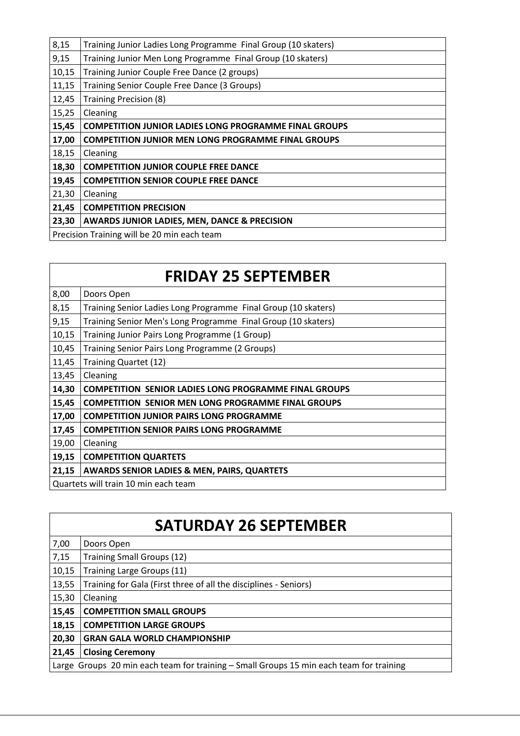| | |
|---|---|
| 8,15 | Training Junior Ladies Long Programme  Final Group (10 skaters) |
| 9,15 | Training Junior Men Long Programme  Final Group (10 skaters) |
| 10,15 | Training Junior Couple Free Dance (2 groups) |
| 11,15 | Training Senior Couple Free Dance (3 Groups) |
| 12,45 | Training Precision (8) |
| 15,25 | Cleaning |
| **15,45** | **COMPETITION JUNIOR LADIES LONG PROGRAMME FINAL GROUPS** |
| **17,00** | **COMPETITION JUNIOR MEN LONG PROGRAMME FINAL GROUPS** |
| 18,15 | Cleaning |
| **18,30** | **COMPETITION JUNIOR COUPLE FREE DANCE** |
| **19,45** | **COMPETITION SENIOR COUPLE FREE DANCE** |
| 21,30 | Cleaning |
| **21,45** | **COMPETITION PRECISION** |
| **23,30** | **AWARDS JUNIOR LADIES, MEN, DANCE & PRECISION** |
| Precision Training will be 20 min each team | |

## FRIDAY 25 SEPTEMBER

| | |
|---|---|
| 8,00 | Doors Open |
| 8,15 | Training Senior Ladies Long Programme  Final Group (10 skaters) |
| 9,15 | Training Senior Men's Long Programme  Final Group (10 skaters) |
| 10,15 | Training Junior Pairs Long Programme (1 Group) |
| 10,45 | Training Senior Pairs Long Programme (2 Groups) |
| 11,45 | Training Quartet (12) |
| 13,45 | Cleaning |
| **14,30** | **COMPETITION  SENIOR LADIES LONG PROGRAMME FINAL GROUPS** |
| **15,45** | **COMPETITION  SENIOR MEN LONG PROGRAMME FINAL GROUPS** |
| **17,00** | **COMPETITION JUNIOR PAIRS LONG PROGRAMME** |
| **17,45** | **COMPETITION SENIOR PAIRS LONG PROGRAMME** |
| 19,00 | Cleaning |
| **19,15** | **COMPETITION QUARTETS** |
| **21,15** | **AWARDS SENIOR LADIES & MEN, PAIRS, QUARTETS** |
| Quartets will train 10 min each team | |

## SATURDAY 26 SEPTEMBER

| | |
|---|---|
| 7,00 | Doors Open |
| 7,15 | Training Small Groups (12) |
| 10,15 | Training Large Groups (11) |
| 13,55 | Training for Gala (First three of all the disciplines - Seniors) |
| 15,30 | Cleaning |
| **15,45** | **COMPETITION SMALL GROUPS** |
| **18,15** | **COMPETITION LARGE GROUPS** |
| **20,30** | **GRAN GALA WORLD CHAMPIONSHIP** |
| **21,45** | **Closing Ceremony** |
| Large  Groups  20 min each team for training – Small Groups 15 min each team for training | |